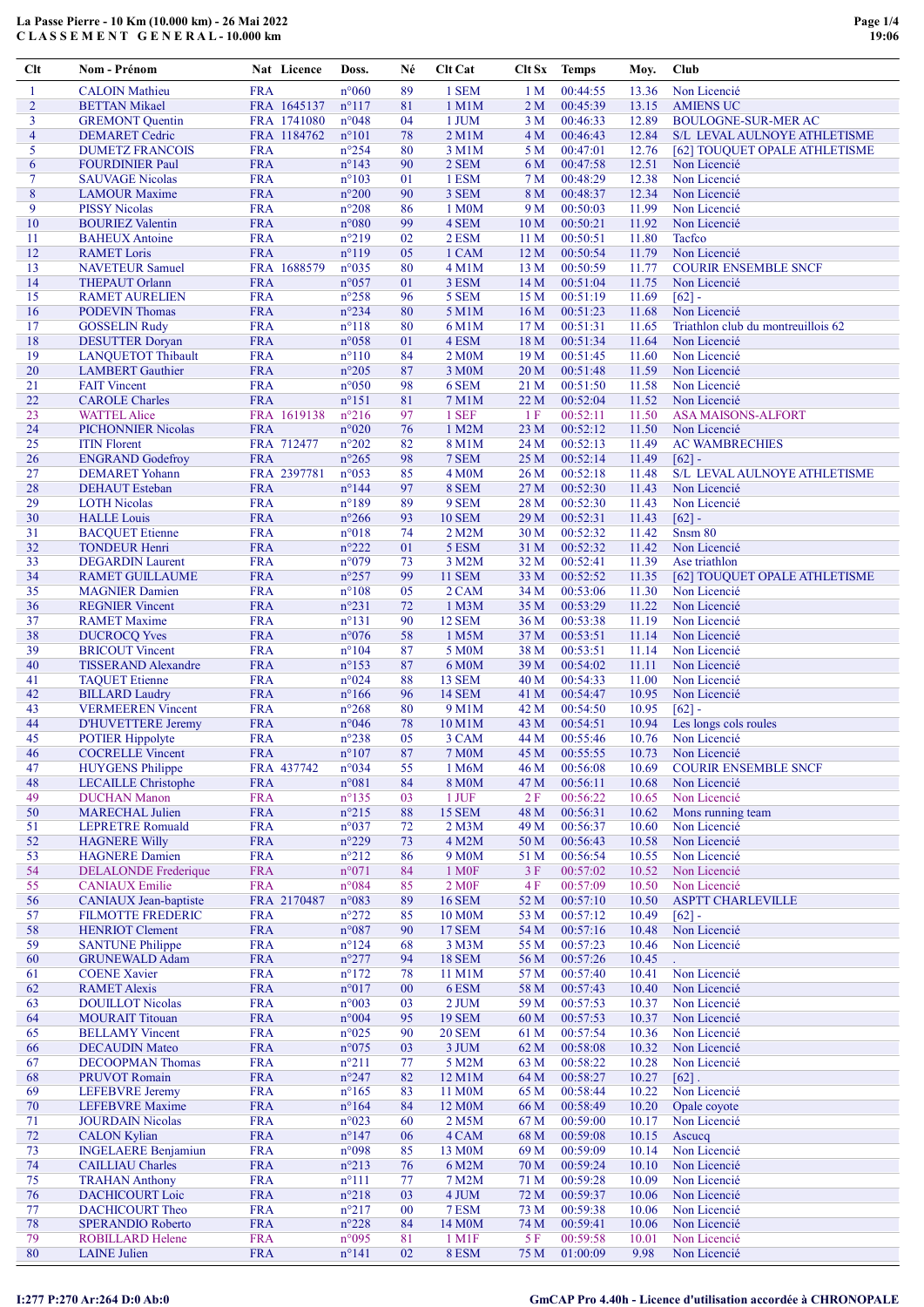# La Passe Pierre - 10 Km (10.000 km) - 26 Mai 2022
## C L A S S E M E N T   G E N E R A L - 10.000 km

| Clt | Nom - Prénom | Nat | Licence | Doss. | Né | Clt Cat | Clt Sx | Temps | Moy. | Club |
|---|---|---|---|---|---|---|---|---|---|---|
| 1 | CALOIN Mathieu | FRA | | n°060 | 89 | 1 SEM | 1 M | 00:44:55 | 13.36 | Non Licencié |
| 2 | BETTAN Mikael | FRA | 1645137 | n°117 | 81 | 1 M1M | 2 M | 00:45:39 | 13.15 | AMIENS UC |
| 3 | GREMONT Quentin | FRA | 1741080 | n°048 | 04 | 1 JUM | 3 M | 00:46:33 | 12.89 | BOULOGNE-SUR-MER AC |
| 4 | DEMARET Cedric | FRA | 1184762 | n°101 | 78 | 2 M1M | 4 M | 00:46:43 | 12.84 | S/L LEVAL AULNOYE ATHLETISME |
| 5 | DUMETZ FRANCOIS | FRA | | n°254 | 80 | 3 M1M | 5 M | 00:47:01 | 12.76 | [62] TOUQUET OPALE ATHLETISME |
| 6 | FOURDINIER Paul | FRA | | n°143 | 90 | 2 SEM | 6 M | 00:47:58 | 12.51 | Non Licencié |
| 7 | SAUVAGE Nicolas | FRA | | n°103 | 01 | 1 ESM | 7 M | 00:48:29 | 12.38 | Non Licencié |
| 8 | LAMOUR Maxime | FRA | | n°200 | 90 | 3 SEM | 8 M | 00:48:37 | 12.34 | Non Licencié |
| 9 | PISSY Nicolas | FRA | | n°208 | 86 | 1 M0M | 9 M | 00:50:03 | 11.99 | Non Licencié |
| 10 | BOURIEZ Valentin | FRA | | n°080 | 99 | 4 SEM | 10 M | 00:50:21 | 11.92 | Non Licencié |
| 11 | BAHEUX Antoine | FRA | | n°219 | 02 | 2 ESM | 11 M | 00:50:51 | 11.80 | Tacfco |
| 12 | RAMET Loris | FRA | | n°119 | 05 | 1 CAM | 12 M | 00:50:54 | 11.79 | Non Licencié |
| 13 | NAVETEUR Samuel | FRA | 1688579 | n°035 | 80 | 4 M1M | 13 M | 00:50:59 | 11.77 | COURIR ENSEMBLE SNCF |
| 14 | THEPAUT Orlann | FRA | | n°057 | 01 | 3 ESM | 14 M | 00:51:04 | 11.75 | Non Licencié |
| 15 | RAMET AURELIEN | FRA | | n°258 | 96 | 5 SEM | 15 M | 00:51:19 | 11.69 | [62] - |
| 16 | PODEVIN Thomas | FRA | | n°234 | 80 | 5 M1M | 16 M | 00:51:23 | 11.68 | Non Licencié |
| 17 | GOSSELIN Rudy | FRA | | n°118 | 80 | 6 M1M | 17 M | 00:51:31 | 11.65 | Triathlon club du montreuillois 62 |
| 18 | DESUTTER Doryan | FRA | | n°058 | 01 | 4 ESM | 18 M | 00:51:34 | 11.64 | Non Licencié |
| 19 | LANQUETOT Thibault | FRA | | n°110 | 84 | 2 M0M | 19 M | 00:51:45 | 11.60 | Non Licencié |
| 20 | LAMBERT Gauthier | FRA | | n°205 | 87 | 3 M0M | 20 M | 00:51:48 | 11.59 | Non Licencié |
| 21 | FAIT Vincent | FRA | | n°050 | 98 | 6 SEM | 21 M | 00:51:50 | 11.58 | Non Licencié |
| 22 | CAROLE Charles | FRA | | n°151 | 81 | 7 M1M | 22 M | 00:52:04 | 11.52 | Non Licencié |
| 23 | WATTEL Alice | FRA | 1619138 | n°216 | 97 | 1 SEF | 1 F | 00:52:11 | 11.50 | ASA MAISONS-ALFORT |
| 24 | PICHONNIER Nicolas | FRA | | n°020 | 76 | 1 M2M | 23 M | 00:52:12 | 11.50 | Non Licencié |
| 25 | ITIN Florent | FRA | 712477 | n°202 | 82 | 8 M1M | 24 M | 00:52:13 | 11.49 | AC WAMBRECHIES |
| 26 | ENGRAND Godefroy | FRA | | n°265 | 98 | 7 SEM | 25 M | 00:52:14 | 11.49 | [62] - |
| 27 | DEMARET Yohann | FRA | 2397781 | n°053 | 85 | 4 M0M | 26 M | 00:52:18 | 11.48 | S/L LEVAL AULNOYE ATHLETISME |
| 28 | DEHAUT Esteban | FRA | | n°144 | 97 | 8 SEM | 27 M | 00:52:30 | 11.43 | Non Licencié |
| 29 | LOTH Nicolas | FRA | | n°189 | 89 | 9 SEM | 28 M | 00:52:30 | 11.43 | Non Licencié |
| 30 | HALLE Louis | FRA | | n°266 | 93 | 10 SEM | 29 M | 00:52:31 | 11.43 | [62] - |
| 31 | BACQUET Etienne | FRA | | n°018 | 74 | 2 M2M | 30 M | 00:52:32 | 11.42 | Snsm 80 |
| 32 | TONDEUR Henri | FRA | | n°222 | 01 | 5 ESM | 31 M | 00:52:32 | 11.42 | Non Licencié |
| 33 | DEGARDIN Laurent | FRA | | n°079 | 73 | 3 M2M | 32 M | 00:52:41 | 11.39 | Ase triathlon |
| 34 | RAMET GUILLAUME | FRA | | n°257 | 99 | 11 SEM | 33 M | 00:52:52 | 11.35 | [62] TOUQUET OPALE ATHLETISME |
| 35 | MAGNIER Damien | FRA | | n°108 | 05 | 2 CAM | 34 M | 00:53:06 | 11.30 | Non Licencié |
| 36 | REGNIER Vincent | FRA | | n°231 | 72 | 1 M3M | 35 M | 00:53:29 | 11.22 | Non Licencié |
| 37 | RAMET Maxime | FRA | | n°131 | 90 | 12 SEM | 36 M | 00:53:38 | 11.19 | Non Licencié |
| 38 | DUCROCQ Yves | FRA | | n°076 | 58 | 1 M5M | 37 M | 00:53:51 | 11.14 | Non Licencié |
| 39 | BRICOUT Vincent | FRA | | n°104 | 87 | 5 M0M | 38 M | 00:53:51 | 11.14 | Non Licencié |
| 40 | TISSERAND Alexandre | FRA | | n°153 | 87 | 6 M0M | 39 M | 00:54:02 | 11.11 | Non Licencié |
| 41 | TAQUET Etienne | FRA | | n°024 | 88 | 13 SEM | 40 M | 00:54:33 | 11.00 | Non Licencié |
| 42 | BILLARD Laudry | FRA | | n°166 | 96 | 14 SEM | 41 M | 00:54:47 | 10.95 | Non Licencié |
| 43 | VERMEEREN Vincent | FRA | | n°268 | 80 | 9 M1M | 42 M | 00:54:50 | 10.95 | [62] - |
| 44 | D'HUVETTERE Jeremy | FRA | | n°046 | 78 | 10 M1M | 43 M | 00:54:51 | 10.94 | Les longs cols roules |
| 45 | POTIER Hippolyte | FRA | | n°238 | 05 | 3 CAM | 44 M | 00:55:46 | 10.76 | Non Licencié |
| 46 | COCRELLE Vincent | FRA | | n°107 | 87 | 7 M0M | 45 M | 00:55:55 | 10.73 | Non Licencié |
| 47 | HUYGENS Philippe | FRA | 437742 | n°034 | 55 | 1 M6M | 46 M | 00:56:08 | 10.69 | COURIR ENSEMBLE SNCF |
| 48 | LECAILLE Christophe | FRA | | n°081 | 84 | 8 M0M | 47 M | 00:56:11 | 10.68 | Non Licencié |
| 49 | DUCHAN Manon | FRA | | n°135 | 03 | 1 JUF | 2 F | 00:56:22 | 10.65 | Non Licencié |
| 50 | MARECHAL Julien | FRA | | n°215 | 88 | 15 SEM | 48 M | 00:56:31 | 10.62 | Mons running team |
| 51 | LEPRETRE Romuald | FRA | | n°037 | 72 | 2 M3M | 49 M | 00:56:37 | 10.60 | Non Licencié |
| 52 | HAGNERE Willy | FRA | | n°229 | 73 | 4 M2M | 50 M | 00:56:43 | 10.58 | Non Licencié |
| 53 | HAGNERE Damien | FRA | | n°212 | 86 | 9 M0M | 51 M | 00:56:54 | 10.55 | Non Licencié |
| 54 | DELALONDE Frederique | FRA | | n°071 | 84 | 1 M0F | 3 F | 00:57:02 | 10.52 | Non Licencié |
| 55 | CANIAUX Emilie | FRA | | n°084 | 85 | 2 M0F | 4 F | 00:57:09 | 10.50 | Non Licencié |
| 56 | CANIAUX Jean-baptiste | FRA | 2170487 | n°083 | 89 | 16 SEM | 52 M | 00:57:10 | 10.50 | ASPTT CHARLEVILLE |
| 57 | FILMOTTE FREDERIC | FRA | | n°272 | 85 | 10 M0M | 53 M | 00:57:12 | 10.49 | [62] - |
| 58 | HENRIOT Clement | FRA | | n°087 | 90 | 17 SEM | 54 M | 00:57:16 | 10.48 | Non Licencié |
| 59 | SANTUNE Philippe | FRA | | n°124 | 68 | 3 M3M | 55 M | 00:57:23 | 10.46 | Non Licencié |
| 60 | GRUNEWALD Adam | FRA | | n°277 | 94 | 18 SEM | 56 M | 00:57:26 | 10.45 | . |
| 61 | COENE Xavier | FRA | | n°172 | 78 | 11 M1M | 57 M | 00:57:40 | 10.41 | Non Licencié |
| 62 | RAMET Alexis | FRA | | n°017 | 00 | 6 ESM | 58 M | 00:57:43 | 10.40 | Non Licencié |
| 63 | DOUILLOT Nicolas | FRA | | n°003 | 03 | 2 JUM | 59 M | 00:57:53 | 10.37 | Non Licencié |
| 64 | MOURAIT Titouan | FRA | | n°004 | 95 | 19 SEM | 60 M | 00:57:53 | 10.37 | Non Licencié |
| 65 | BELLAMY Vincent | FRA | | n°025 | 90 | 20 SEM | 61 M | 00:57:54 | 10.36 | Non Licencié |
| 66 | DECAUDIN Mateo | FRA | | n°075 | 03 | 3 JUM | 62 M | 00:58:08 | 10.32 | Non Licencié |
| 67 | DECOOPMAN Thomas | FRA | | n°211 | 77 | 5 M2M | 63 M | 00:58:22 | 10.28 | Non Licencié |
| 68 | PRUVOT Romain | FRA | | n°247 | 82 | 12 M1M | 64 M | 00:58:27 | 10.27 | [62] . |
| 69 | LEFEBVRE Jeremy | FRA | | n°165 | 83 | 11 M0M | 65 M | 00:58:44 | 10.22 | Non Licencié |
| 70 | LEFEBVRE Maxime | FRA | | n°164 | 86 | 12 M0M | 66 M | 00:58:49 | 10.20 | Opale coyote |
| 71 | JOURDAIN Nicolas | FRA | | n°023 | 60 | 2 M5M | 67 M | 00:59:00 | 10.17 | Non Licencié |
| 72 | CALON Kylian | FRA | | n°147 | 06 | 4 CAM | 68 M | 00:59:08 | 10.15 | Ascucq |
| 73 | INGELAERE Benjamiun | FRA | | n°098 | 85 | 13 M0M | 69 M | 00:59:09 | 10.14 | Non Licencié |
| 74 | CAILLIAU Charles | FRA | | n°213 | 76 | 6 M2M | 70 M | 00:59:24 | 10.10 | Non Licencié |
| 75 | TRAHAN Anthony | FRA | | n°111 | 77 | 7 M2M | 71 M | 00:59:28 | 10.09 | Non Licencié |
| 76 | DACHICOURT Loic | FRA | | n°218 | 03 | 4 JUM | 72 M | 00:59:37 | 10.06 | Non Licencié |
| 77 | DACHICOURT Theo | FRA | | n°217 | 00 | 7 ESM | 73 M | 00:59:38 | 10.06 | Non Licencié |
| 78 | SPERANDIO Roberto | FRA | | n°228 | 84 | 14 M0M | 74 M | 00:59:41 | 10.06 | Non Licencié |
| 79 | ROBILLARD Helene | FRA | | n°095 | 81 | 1 M1F | 5 F | 00:59:58 | 10.01 | Non Licencié |
| 80 | LAINE Julien | FRA | | n°141 | 02 | 8 ESM | 75 M | 01:00:09 | 9.98 | Non Licencié |

I:277 P:270 Ar:264 D:0 Ab:0

GmCAP Pro 4.40h - Licence d'utilisation accordée à CHRONOPALE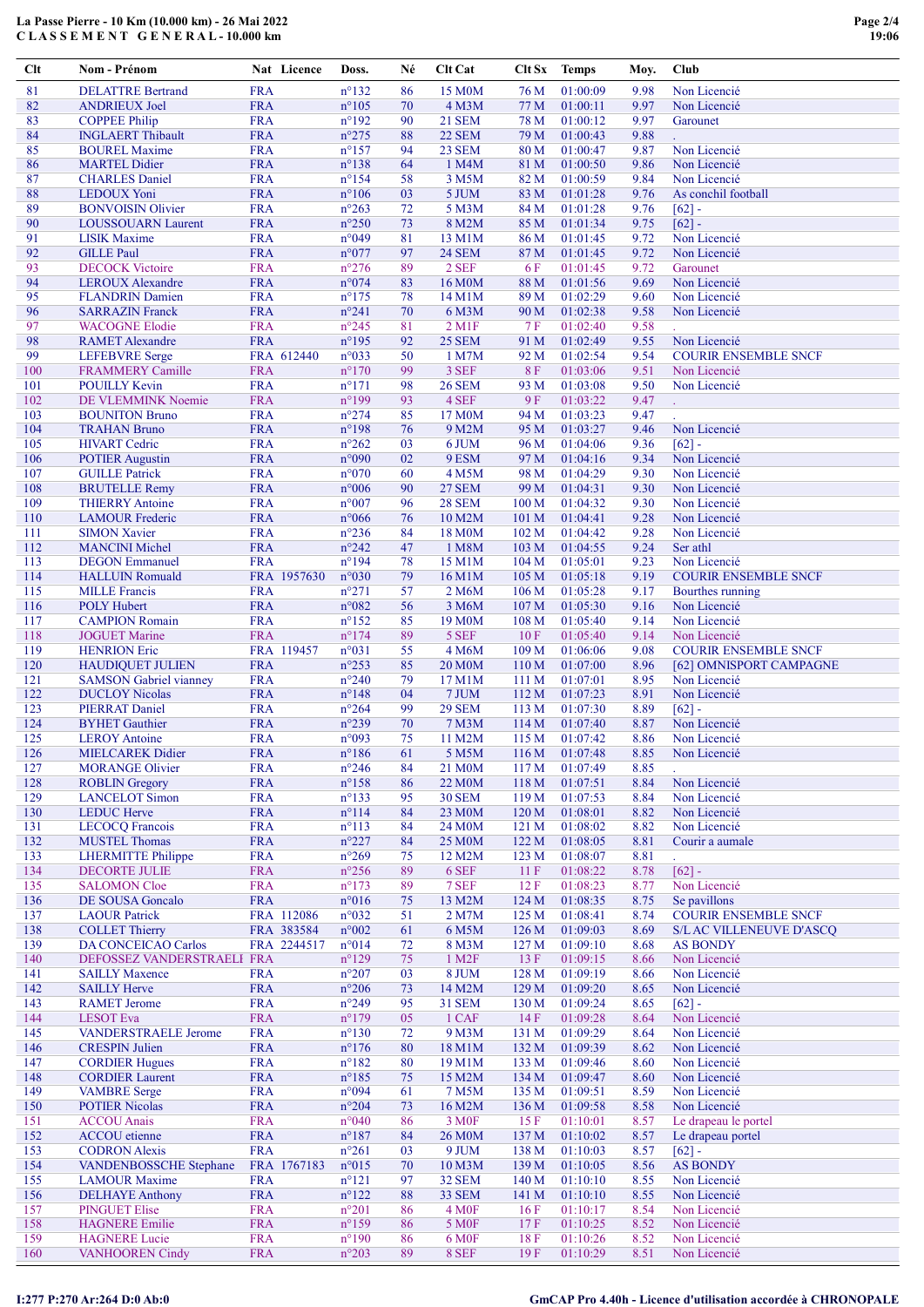La Passe Pierre - 10 Km (10.000 km) - 26 Mai 2022
C L A S S E M E N T   G E N E R A L - 10.000 km

| Clt | Nom - Prénom | Nat | Licence | Doss. | Né | Clt Cat | Clt Sx | Temps | Moy. | Club |
|---|---|---|---|---|---|---|---|---|---|---|
| 81 | DELATTRE Bertrand | FRA | | n°132 | 86 | 15 M0M | 76 M | 01:00:09 | 9.98 | Non Licencié |
| 82 | ANDRIEUX Joel | FRA | | n°105 | 70 | 4 M3M | 77 M | 01:00:11 | 9.97 | Non Licencié |
| 83 | COPPEE Philip | FRA | | n°192 | 90 | 21 SEM | 78 M | 01:00:12 | 9.97 | Garounet |
| 84 | INGLAERT Thibault | FRA | | n°275 | 88 | 22 SEM | 79 M | 01:00:43 | 9.88 | . |
| 85 | BOUREL Maxime | FRA | | n°157 | 94 | 23 SEM | 80 M | 01:00:47 | 9.87 | Non Licencié |
| 86 | MARTEL Didier | FRA | | n°138 | 64 | 1 M4M | 81 M | 01:00:50 | 9.86 | Non Licencié |
| 87 | CHARLES Daniel | FRA | | n°154 | 58 | 3 M5M | 82 M | 01:00:59 | 9.84 | Non Licencié |
| 88 | LEDOUX Yoni | FRA | | n°106 | 03 | 5 JUM | 83 M | 01:01:28 | 9.76 | As conchil football |
| 89 | BONVOISIN Olivier | FRA | | n°263 | 72 | 5 M3M | 84 M | 01:01:28 | 9.76 | [62] - |
| 90 | LOUSSOUARN Laurent | FRA | | n°250 | 73 | 8 M2M | 85 M | 01:01:34 | 9.75 | [62] - |
| 91 | LISIK Maxime | FRA | | n°049 | 81 | 13 M1M | 86 M | 01:01:45 | 9.72 | Non Licencié |
| 92 | GILLE Paul | FRA | | n°077 | 97 | 24 SEM | 87 M | 01:01:45 | 9.72 | Non Licencié |
| 93 | DECOCK Victoire | FRA | | n°276 | 89 | 2 SEF | 6 F | 01:01:45 | 9.72 | Garounet |
| 94 | LEROUX Alexandre | FRA | | n°074 | 83 | 16 M0M | 88 M | 01:01:56 | 9.69 | Non Licencié |
| 95 | FLANDRIN Damien | FRA | | n°175 | 78 | 14 M1M | 89 M | 01:02:29 | 9.60 | Non Licencié |
| 96 | SARRAZIN Franck | FRA | | n°241 | 70 | 6 M3M | 90 M | 01:02:38 | 9.58 | Non Licencié |
| 97 | WACOGNE Elodie | FRA | | n°245 | 81 | 2 M1F | 7 F | 01:02:40 | 9.58 | . |
| 98 | RAMET Alexandre | FRA | | n°195 | 92 | 25 SEM | 91 M | 01:02:49 | 9.55 | Non Licencié |
| 99 | LEFEBVRE Serge | FRA | 612440 | n°033 | 50 | 1 M7M | 92 M | 01:02:54 | 9.54 | COURIR ENSEMBLE SNCF |
| 100 | FRAMMERY Camille | FRA | | n°170 | 99 | 3 SEF | 8 F | 01:03:06 | 9.51 | Non Licencié |
| 101 | POUILLY Kevin | FRA | | n°171 | 98 | 26 SEM | 93 M | 01:03:08 | 9.50 | Non Licencié |
| 102 | DE VLEMMINK Noemie | FRA | | n°199 | 93 | 4 SEF | 9 F | 01:03:22 | 9.47 | . |
| 103 | BOUNITON Bruno | FRA | | n°274 | 85 | 17 M0M | 94 M | 01:03:23 | 9.47 | . |
| 104 | TRAHAN Bruno | FRA | | n°198 | 76 | 9 M2M | 95 M | 01:03:27 | 9.46 | Non Licencié |
| 105 | HIVART Cedric | FRA | | n°262 | 03 | 6 JUM | 96 M | 01:04:06 | 9.36 | [62] - |
| 106 | POTIER Augustin | FRA | | n°090 | 02 | 9 ESM | 97 M | 01:04:16 | 9.34 | Non Licencié |
| 107 | GUILLE Patrick | FRA | | n°070 | 60 | 4 M5M | 98 M | 01:04:29 | 9.30 | Non Licencié |
| 108 | BRUTELLE Remy | FRA | | n°006 | 90 | 27 SEM | 99 M | 01:04:31 | 9.30 | Non Licencié |
| 109 | THIERRY Antoine | FRA | | n°007 | 96 | 28 SEM | 100 M | 01:04:32 | 9.30 | Non Licencié |
| 110 | LAMOUR Frederic | FRA | | n°066 | 76 | 10 M2M | 101 M | 01:04:41 | 9.28 | Non Licencié |
| 111 | SIMON Xavier | FRA | | n°236 | 84 | 18 M0M | 102 M | 01:04:42 | 9.28 | Non Licencié |
| 112 | MANCINI Michel | FRA | | n°242 | 47 | 1 M8M | 103 M | 01:04:55 | 9.24 | Ser athl |
| 113 | DEGON Emmanuel | FRA | | n°194 | 78 | 15 M1M | 104 M | 01:05:01 | 9.23 | Non Licencié |
| 114 | HALLUIN Romuald | FRA | 1957630 | n°030 | 79 | 16 M1M | 105 M | 01:05:18 | 9.19 | COURIR ENSEMBLE SNCF |
| 115 | MILLE Francis | FRA | | n°271 | 57 | 5 M5M | 106 M | 01:05:28 | 9.17 | Bourthes running |
| 116 | POLY Hubert | FRA | | n°082 | 56 | 3 M6M | 107 M | 01:05:30 | 9.16 | Non Licencié |
| 117 | CAMPION Romain | FRA | | n°152 | 85 | 19 M0M | 108 M | 01:05:40 | 9.14 | Non Licencié |
| 118 | JOGUET Marine | FRA | | n°174 | 89 | 5 SEF | 10 F | 01:05:40 | 9.14 | Non Licencié |
| 119 | HENRION Eric | FRA | 119457 | n°031 | 55 | 4 M6M | 109 M | 01:06:06 | 9.08 | COURIR ENSEMBLE SNCF |
| 120 | HAUDIQUET JULIEN | FRA | | n°253 | 85 | 20 M0M | 110 M | 01:07:00 | 8.96 | [62] OMNISPORT CAMPAGNE |
| 121 | SAMSON Gabriel vianney | FRA | | n°240 | 79 | 17 M1M | 111 M | 01:07:01 | 8.95 | Non Licencié |
| 122 | DUCLOY Nicolas | FRA | | n°148 | 04 | 7 JUM | 112 M | 01:07:23 | 8.91 | Non Licencié |
| 123 | PIERRAT Daniel | FRA | | n°264 | 99 | 29 SEM | 113 M | 01:07:30 | 8.89 | [62] - |
| 124 | BYHET Gauthier | FRA | | n°239 | 70 | 7 M3M | 114 M | 01:07:40 | 8.87 | Non Licencié |
| 125 | LEROY Antoine | FRA | | n°093 | 75 | 11 M2M | 115 M | 01:07:42 | 8.86 | Non Licencié |
| 126 | MIELCAREK Didier | FRA | | n°186 | 61 | 5 M5M | 116 M | 01:07:48 | 8.85 | Non Licencié |
| 127 | MORANGE Olivier | FRA | | n°246 | 84 | 21 M0M | 117 M | 01:07:49 | 8.85 | . |
| 128 | ROBLIN Gregory | FRA | | n°158 | 86 | 22 M0M | 118 M | 01:07:51 | 8.84 | Non Licencié |
| 129 | LANCELOT Simon | FRA | | n°133 | 95 | 30 SEM | 119 M | 01:07:53 | 8.84 | Non Licencié |
| 130 | LEDUC Herve | FRA | | n°114 | 84 | 23 M0M | 120 M | 01:08:01 | 8.82 | Non Licencié |
| 131 | LECOCQ Francois | FRA | | n°113 | 84 | 24 M0M | 121 M | 01:08:02 | 8.82 | Non Licencié |
| 132 | MUSTEL Thomas | FRA | | n°227 | 84 | 25 M0M | 122 M | 01:08:05 | 8.81 | Courir a aumale |
| 133 | LHERMITTE Philippe | FRA | | n°269 | 75 | 12 M2M | 123 M | 01:08:07 | 8.81 | . |
| 134 | DECORTE JULIE | FRA | | n°256 | 89 | 6 SEF | 11 F | 01:08:22 | 8.78 | [62] - |
| 135 | SALOMON Cloe | FRA | | n°173 | 89 | 7 SEF | 12 F | 01:08:23 | 8.77 | Non Licencié |
| 136 | DE SOUSA Goncalo | FRA | | n°016 | 75 | 13 M2M | 124 M | 01:08:35 | 8.75 | Se pavillons |
| 137 | LAOUR Patrick | FRA | 112086 | n°032 | 51 | 2 M7M | 125 M | 01:08:41 | 8.74 | COURIR ENSEMBLE SNCF |
| 138 | COLLET Thierry | FRA | 383584 | n°002 | 61 | 6 M5M | 126 M | 01:09:03 | 8.69 | S/L AC VILLENEUVE D'ASCQ |
| 139 | DA CONCEICAO Carlos | FRA | 2244517 | n°014 | 72 | 8 M3M | 127 M | 01:09:10 | 8.68 | AS BONDY |
| 140 | DEFOSSEZ VANDERSTRAELI | FRA | | n°129 | 75 | 1 M2F | 13 F | 01:09:15 | 8.66 | Non Licencié |
| 141 | SAILLY Maxence | FRA | | n°207 | 03 | 8 JUM | 128 M | 01:09:19 | 8.66 | Non Licencié |
| 142 | SAILLY Herve | FRA | | n°206 | 73 | 14 M2M | 129 M | 01:09:20 | 8.65 | Non Licencié |
| 143 | RAMET Jerome | FRA | | n°249 | 95 | 31 SEM | 130 M | 01:09:24 | 8.65 | [62] - |
| 144 | LESOT Eva | FRA | | n°179 | 05 | 1 CAF | 14 F | 01:09:28 | 8.64 | Non Licencié |
| 145 | VANDERSTRAELE Jerome | FRA | | n°130 | 72 | 9 M3M | 131 M | 01:09:29 | 8.64 | Non Licencié |
| 146 | CRESPIN Julien | FRA | | n°176 | 80 | 18 M1M | 132 M | 01:09:39 | 8.62 | Non Licencié |
| 147 | CORDIER Hugues | FRA | | n°182 | 80 | 19 M1M | 133 M | 01:09:46 | 8.60 | Non Licencié |
| 148 | CORDIER Laurent | FRA | | n°185 | 75 | 15 M2M | 134 M | 01:09:47 | 8.60 | Non Licencié |
| 149 | VAMBRE Serge | FRA | | n°094 | 61 | 7 M5M | 135 M | 01:09:51 | 8.59 | Non Licencié |
| 150 | POTIER Nicolas | FRA | | n°204 | 73 | 16 M2M | 136 M | 01:09:58 | 8.58 | Non Licencié |
| 151 | ACCOU Anais | FRA | | n°040 | 86 | 3 M0F | 15 F | 01:10:01 | 8.57 | Le drapeau le portel |
| 152 | ACCOU etienne | FRA | | n°187 | 84 | 26 M0M | 137 M | 01:10:02 | 8.57 | Le drapeau portel |
| 153 | CODRON Alexis | FRA | | n°261 | 03 | 9 JUM | 138 M | 01:10:03 | 8.57 | [62] - |
| 154 | VANDENBOSSCHE Stephane | FRA | 1767183 | n°015 | 70 | 10 M3M | 139 M | 01:10:05 | 8.56 | AS BONDY |
| 155 | LAMOUR Maxime | FRA | | n°121 | 97 | 32 SEM | 140 M | 01:10:10 | 8.55 | Non Licencié |
| 156 | DELHAYE Anthony | FRA | | n°122 | 88 | 33 SEM | 141 M | 01:10:10 | 8.55 | Non Licencié |
| 157 | PINGUET Elise | FRA | | n°201 | 86 | 4 M0F | 16 F | 01:10:17 | 8.54 | Non Licencié |
| 158 | HAGNERE Emilie | FRA | | n°159 | 86 | 5 M0F | 17 F | 01:10:25 | 8.52 | Non Licencié |
| 159 | HAGNERE Lucie | FRA | | n°190 | 86 | 6 M0F | 18 F | 01:10:26 | 8.52 | Non Licencié |
| 160 | VANHOOREN Cindy | FRA | | n°203 | 89 | 8 SEF | 19 F | 01:10:29 | 8.51 | Non Licencié |

I:277 P:270 Ar:264 D:0 Ab:0

GmCAP Pro 4.40h - Licence d'utilisation accordée à CHRONOPALE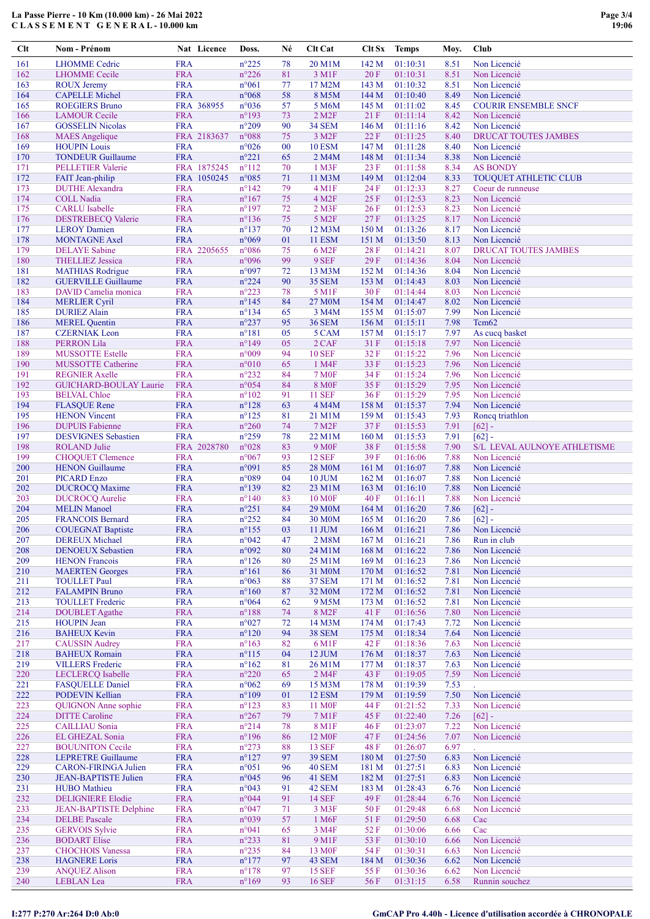**La Passe Pierre - 10 Km (10.000 km) - 26 Mai 2022**
**C L A S S E M E N T   G E N E R A L - 10.000 km**

| Clt | Nom - Prénom | Nat | Licence | Doss. | Né | Clt Cat | Clt Sx | Temps | Moy. | Club |
|---|---|---|---|---|---|---|---|---|---|---|
| 161 | LHOMME Cedric | FRA | | n°225 | 78 | 20 M1M | 142 M | 01:10:31 | 8.51 | Non Licencié |
| 162 | LHOMME Cecile | FRA | | n°226 | 81 | 3 M1F | 20 F | 01:10:31 | 8.51 | Non Licencié |
| 163 | ROUX Jeremy | FRA | | n°061 | 77 | 17 M2M | 143 M | 01:10:32 | 8.51 | Non Licencié |
| 164 | CAPELLE Michel | FRA | | n°068 | 58 | 8 M5M | 144 M | 01:10:40 | 8.49 | Non Licencié |
| 165 | ROEGIERS Bruno | FRA | 368955 | n°036 | 57 | 5 M6M | 145 M | 01:11:02 | 8.45 | COURIR ENSEMBLE SNCF |
| 166 | LAMOUR Cecile | FRA | | n°193 | 73 | 2 M2F | 21 F | 01:11:14 | 8.42 | Non Licencié |
| 167 | GOSSELIN Nicolas | FRA | | n°209 | 90 | 34 SEM | 146 M | 01:11:16 | 8.42 | Non Licencié |
| 168 | MAES Angelique | FRA | 2183637 | n°088 | 75 | 3 M2F | 22 F | 01:11:25 | 8.40 | DRUCAT TOUTES JAMBES |
| 169 | HOUPIN Louis | FRA | | n°026 | 00 | 10 ESM | 147 M | 01:11:28 | 8.40 | Non Licencié |
| 170 | TONDEUR Guillaume | FRA | | n°221 | 65 | 2 M4M | 148 M | 01:11:34 | 8.38 | Non Licencié |
| 171 | PELLETIER Valerie | FRA | 1875245 | n°112 | 70 | 1 M3F | 23 F | 01:11:58 | 8.34 | AS BONDY |
| 172 | FAIT Jean-philip | FRA | 1050245 | n°085 | 71 | 11 M3M | 149 M | 01:12:04 | 8.33 | TOUQUET ATHLETIC CLUB |
| 173 | DUTHE Alexandra | FRA | | n°142 | 79 | 4 M1F | 24 F | 01:12:33 | 8.27 | Coeur de runneuse |
| 174 | COLL Nadia | FRA | | n°167 | 75 | 4 M2F | 25 F | 01:12:53 | 8.23 | Non Licencié |
| 175 | CARLU Isabelle | FRA | | n°197 | 72 | 2 M3F | 26 F | 01:12:53 | 8.23 | Non Licencié |
| 176 | DESTREBECQ Valerie | FRA | | n°136 | 75 | 5 M2F | 27 F | 01:13:25 | 8.17 | Non Licencié |
| 177 | LEROY Damien | FRA | | n°137 | 70 | 12 M3M | 150 M | 01:13:26 | 8.17 | Non Licencié |
| 178 | MONTAGNE Axel | FRA | | n°069 | 01 | 11 ESM | 151 M | 01:13:50 | 8.13 | Non Licencié |
| 179 | DELAYE Sabine | FRA | 2205655 | n°086 | 75 | 6 M2F | 28 F | 01:14:21 | 8.07 | DRUCAT TOUTES JAMBES |
| 180 | THELLIEZ Jessica | FRA | | n°096 | 99 | 9 SEF | 29 F | 01:14:36 | 8.04 | Non Licencié |
| 181 | MATHIAS Rodrigue | FRA | | n°097 | 72 | 13 M3M | 152 M | 01:14:36 | 8.04 | Non Licencié |
| 182 | GUERVILLE Guillaume | FRA | | n°224 | 90 | 35 SEM | 153 M | 01:14:43 | 8.03 | Non Licencié |
| 183 | DAVID Camelia monica | FRA | | n°223 | 78 | 5 M1F | 30 F | 01:14:44 | 8.03 | Non Licencié |
| 184 | MERLIER Cyril | FRA | | n°145 | 84 | 27 M0M | 154 M | 01:14:47 | 8.02 | Non Licencié |
| 185 | DURIEZ Alain | FRA | | n°134 | 65 | 3 M4M | 155 M | 01:15:07 | 7.99 | Non Licencié |
| 186 | MEREL Quentin | FRA | | n°237 | 95 | 36 SEM | 156 M | 01:15:11 | 7.98 | Tcm62 |
| 187 | CZERNIAK Leon | FRA | | n°181 | 05 | 5 CAM | 157 M | 01:15:17 | 7.97 | As cucq basket |
| 188 | PERRON Lila | FRA | | n°149 | 05 | 2 CAF | 31 F | 01:15:18 | 7.97 | Non Licencié |
| 189 | MUSSOTTE Estelle | FRA | | n°009 | 94 | 10 SEF | 32 F | 01:15:22 | 7.96 | Non Licencié |
| 190 | MUSSOTTE Catherine | FRA | | n°010 | 65 | 1 M4F | 33 F | 01:15:23 | 7.96 | Non Licencié |
| 191 | REGNIER Axelle | FRA | | n°232 | 84 | 7 M0F | 34 F | 01:15:24 | 7.96 | Non Licencié |
| 192 | GUICHARD-BOULAY Laurie | FRA | | n°054 | 84 | 8 M0F | 35 F | 01:15:29 | 7.95 | Non Licencié |
| 193 | BELVAL Chloe | FRA | | n°102 | 91 | 11 SEF | 36 F | 01:15:29 | 7.95 | Non Licencié |
| 194 | FLASQUE Rene | FRA | | n°128 | 63 | 4 M4M | 158 M | 01:15:37 | 7.94 | Non Licencié |
| 195 | HENON Vincent | FRA | | n°125 | 81 | 21 M1M | 159 M | 01:15:43 | 7.93 | Roncq triathlon |
| 196 | DUPUIS Fabienne | FRA | | n°260 | 74 | 7 M2F | 37 F | 01:15:53 | 7.91 | [62] - |
| 197 | DESVIGNES Sebastien | FRA | | n°259 | 78 | 22 M1M | 160 M | 01:15:53 | 7.91 | [62] - |
| 198 | ROLAND Julie | FRA | 2028780 | n°028 | 83 | 9 M0F | 38 F | 01:15:58 | 7.90 | S/L LEVAL AULNOYE ATHLETISME |
| 199 | CHOQUET Clemence | FRA | | n°067 | 93 | 12 SEF | 39 F | 01:16:06 | 7.88 | Non Licencié |
| 200 | HENON Guillaume | FRA | | n°091 | 85 | 28 M0M | 161 M | 01:16:07 | 7.88 | Non Licencié |
| 201 | PICARD Enzo | FRA | | n°089 | 04 | 10 JUM | 162 M | 01:16:07 | 7.88 | Non Licencié |
| 202 | DUCROCQ Maxime | FRA | | n°139 | 82 | 23 M1M | 163 M | 01:16:10 | 7.88 | Non Licencié |
| 203 | DUCROCQ Aurelie | FRA | | n°140 | 83 | 10 M0F | 40 F | 01:16:11 | 7.88 | Non Licencié |
| 204 | MELIN Manoel | FRA | | n°251 | 84 | 29 M0M | 164 M | 01:16:20 | 7.86 | [62] - |
| 205 | FRANCOIS Bernard | FRA | | n°252 | 84 | 30 M0M | 165 M | 01:16:20 | 7.86 | [62] - |
| 206 | COUEGNAT Baptiste | FRA | | n°155 | 03 | 11 JUM | 166 M | 01:16:21 | 7.86 | Non Licencié |
| 207 | DEREUX Michael | FRA | | n°042 | 47 | 2 M8M | 167 M | 01:16:21 | 7.86 | Run in club |
| 208 | DENOEUX Sebastien | FRA | | n°092 | 80 | 24 M1M | 168 M | 01:16:22 | 7.86 | Non Licencié |
| 209 | HENON Francois | FRA | | n°126 | 80 | 25 M1M | 169 M | 01:16:23 | 7.86 | Non Licencié |
| 210 | MAERTEN Georges | FRA | | n°161 | 86 | 31 M0M | 170 M | 01:16:52 | 7.81 | Non Licencié |
| 211 | TOULLET Paul | FRA | | n°063 | 88 | 37 SEM | 171 M | 01:16:52 | 7.81 | Non Licencié |
| 212 | FALAMPIN Bruno | FRA | | n°160 | 87 | 32 M0M | 172 M | 01:16:52 | 7.81 | Non Licencié |
| 213 | TOULLET Frederic | FRA | | n°064 | 62 | 9 M5M | 173 M | 01:16:52 | 7.81 | Non Licencié |
| 214 | DOUBLET Agathe | FRA | | n°188 | 74 | 8 M2F | 41 F | 01:16:56 | 7.80 | Non Licencié |
| 215 | HOUPIN Jean | FRA | | n°027 | 72 | 14 M3M | 174 M | 01:17:43 | 7.72 | Non Licencié |
| 216 | BAHEUX Kevin | FRA | | n°120 | 94 | 38 SEM | 175 M | 01:18:34 | 7.64 | Non Licencié |
| 217 | CAUSSIN Audrey | FRA | | n°163 | 82 | 6 M1F | 42 F | 01:18:36 | 7.63 | Non Licencié |
| 218 | BAHEUX Romain | FRA | | n°115 | 04 | 12 JUM | 176 M | 01:18:37 | 7.63 | Non Licencié |
| 219 | VILLERS Frederic | FRA | | n°162 | 81 | 26 M1M | 177 M | 01:18:37 | 7.63 | Non Licencié |
| 220 | LECLERCQ Isabelle | FRA | | n°220 | 65 | 2 M4F | 43 F | 01:19:05 | 7.59 | Non Licencié |
| 221 | FASQUELLE Daniel | FRA | | n°062 | 69 | 15 M3M | 178 M | 01:19:39 | 7.53 | . |
| 222 | PODEVIN Kellian | FRA | | n°109 | 01 | 12 ESM | 179 M | 01:19:59 | 7.50 | Non Licencié |
| 223 | QUIGNON Anne sophie | FRA | | n°123 | 83 | 11 M0F | 44 F | 01:21:52 | 7.33 | Non Licencié |
| 224 | DITTE Caroline | FRA | | n°267 | 79 | 7 M1F | 45 F | 01:22:40 | 7.26 | [62] - |
| 225 | CAILLIAU Sonia | FRA | | n°214 | 78 | 8 M1F | 46 F | 01:23:07 | 7.22 | Non Licencié |
| 226 | EL GHEZAL Sonia | FRA | | n°196 | 86 | 12 M0F | 47 F | 01:24:56 | 7.07 | Non Licencié |
| 227 | BOUUNITON Cecile | FRA | | n°273 | 88 | 13 SEF | 48 F | 01:26:07 | 6.97 | . |
| 228 | LEPRETRE Guillaume | FRA | | n°127 | 97 | 39 SEM | 180 M | 01:27:50 | 6.83 | Non Licencié |
| 229 | CARON-FIRINGA Julien | FRA | | n°051 | 96 | 40 SEM | 181 M | 01:27:51 | 6.83 | Non Licencié |
| 230 | JEAN-BAPTISTE Julien | FRA | | n°045 | 96 | 41 SEM | 182 M | 01:27:51 | 6.83 | Non Licencié |
| 231 | HUBO Mathieu | FRA | | n°043 | 91 | 42 SEM | 183 M | 01:28:43 | 6.76 | Non Licencié |
| 232 | DELIGNIERE Elodie | FRA | | n°044 | 91 | 14 SEF | 49 F | 01:28:44 | 6.76 | Non Licencié |
| 233 | JEAN-BAPTISTE Delphine | FRA | | n°047 | 71 | 3 M3F | 50 F | 01:29:48 | 6.68 | Non Licencié |
| 234 | DELBE Pascale | FRA | | n°039 | 57 | 1 M6F | 51 F | 01:29:50 | 6.68 | Cac |
| 235 | GERVOIS Sylvie | FRA | | n°041 | 65 | 3 M4F | 52 F | 01:30:06 | 6.66 | Cac |
| 236 | BODART Elise | FRA | | n°233 | 81 | 9 M1F | 53 F | 01:30:10 | 6.66 | Non Licencié |
| 237 | CHOCHOIS Vanessa | FRA | | n°235 | 84 | 13 M0F | 54 F | 01:30:31 | 6.63 | Non Licencié |
| 238 | HAGNERE Loris | FRA | | n°177 | 97 | 43 SEM | 184 M | 01:30:36 | 6.62 | Non Licencié |
| 239 | ANQUEZ Alison | FRA | | n°178 | 97 | 15 SEF | 55 F | 01:30:36 | 6.62 | Non Licencié |
| 240 | LEBLAN Lea | FRA | | n°169 | 93 | 16 SEF | 56 F | 01:31:15 | 6.58 | Runnin souchez |

I:277 P:270 Ar:264 D:0 Ab:0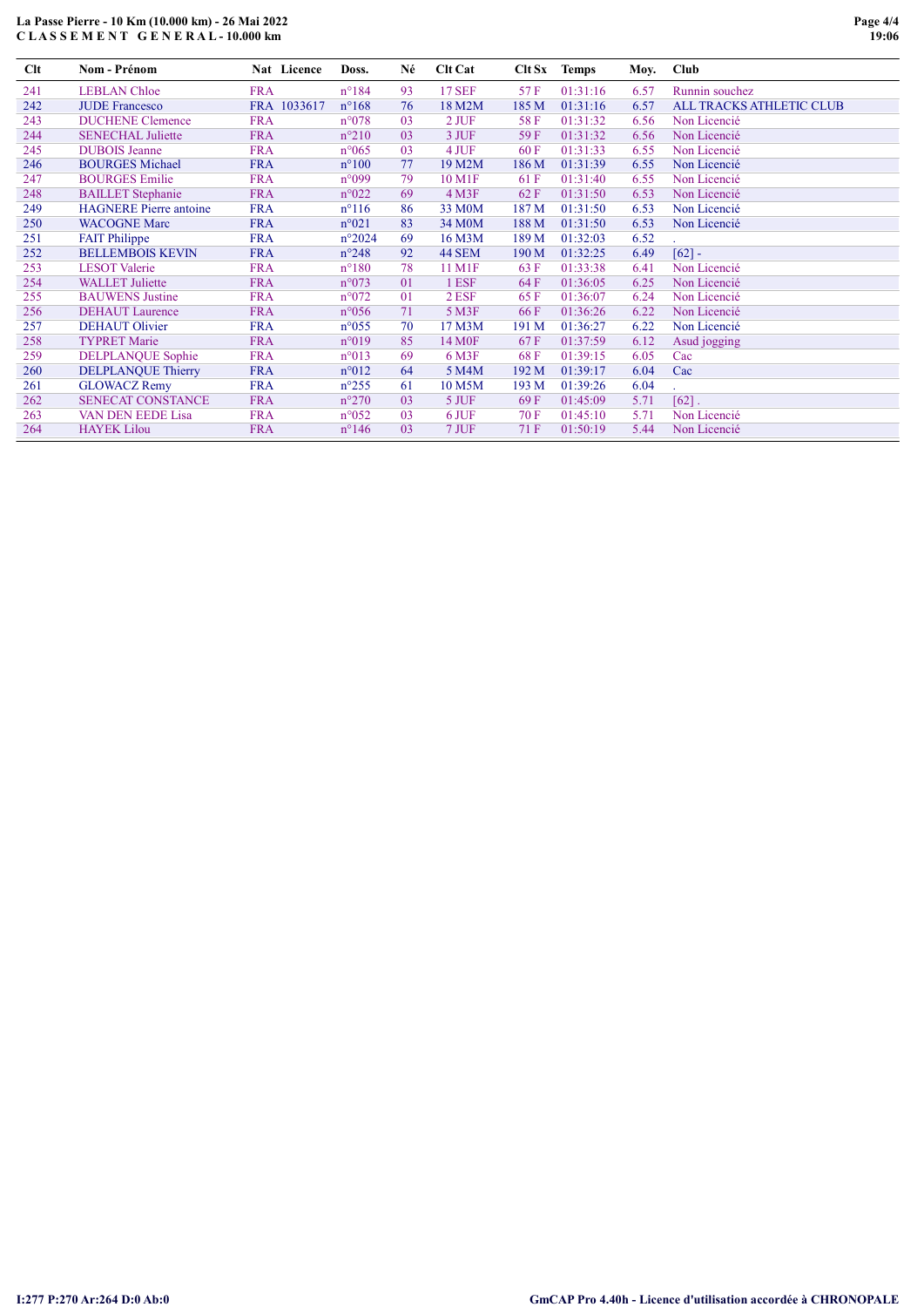**La Passe Pierre - 10 Km (10.000 km) - 26 Mai 2022**
**C L A S S E M E N T   G E N E R A L - 10.000 km**

| Clt | Nom - Prénom | Nat | Licence | Doss. | Né | Clt Cat | Clt Sx | Temps | Moy. | Club |
|---|---|---|---|---|---|---|---|---|---|---|
| 241 | LEBLAN Chloe | FRA | | n°184 | 93 | 17 SEF | 57 F | 01:31:16 | 6.57 | Runnin souchez |
| 242 | JUDE Francesco | FRA | 1033617 | n°168 | 76 | 18 M2M | 185 M | 01:31:16 | 6.57 | ALL TRACKS ATHLETIC CLUB |
| 243 | DUCHENE Clemence | FRA | | n°078 | 03 | 2 JUF | 58 F | 01:31:32 | 6.56 | Non Licencié |
| 244 | SENECHAL Juliette | FRA | | n°210 | 03 | 3 JUF | 59 F | 01:31:32 | 6.56 | Non Licencié |
| 245 | DUBOIS Jeanne | FRA | | n°065 | 03 | 4 JUF | 60 F | 01:31:33 | 6.55 | Non Licencié |
| 246 | BOURGES Michael | FRA | | n°100 | 77 | 19 M2M | 186 M | 01:31:39 | 6.55 | Non Licencié |
| 247 | BOURGES Emilie | FRA | | n°099 | 79 | 10 M1F | 61 F | 01:31:40 | 6.55 | Non Licencié |
| 248 | BAILLET Stephanie | FRA | | n°022 | 69 | 4 M3F | 62 F | 01:31:50 | 6.53 | Non Licencié |
| 249 | HAGNERE Pierre antoine | FRA | | n°116 | 86 | 33 M0M | 187 M | 01:31:50 | 6.53 | Non Licencié |
| 250 | WACOGNE Marc | FRA | | n°021 | 83 | 34 M0M | 188 M | 01:31:50 | 6.53 | Non Licencié |
| 251 | FAIT Philippe | FRA | | n°2024 | 69 | 16 M3M | 189 M | 01:32:03 | 6.52 | . |
| 252 | BELLEMBOIS KEVIN | FRA | | n°248 | 92 | 44 SEM | 190 M | 01:32:25 | 6.49 | [62] - |
| 253 | LESOT Valerie | FRA | | n°180 | 78 | 11 M1F | 63 F | 01:33:38 | 6.41 | Non Licencié |
| 254 | WALLET Juliette | FRA | | n°073 | 01 | 1 ESF | 64 F | 01:36:05 | 6.25 | Non Licencié |
| 255 | BAUWENS Justine | FRA | | n°072 | 01 | 2 ESF | 65 F | 01:36:07 | 6.24 | Non Licencié |
| 256 | DEHAUT Laurence | FRA | | n°056 | 71 | 5 M3F | 66 F | 01:36:26 | 6.22 | Non Licencié |
| 257 | DEHAUT Olivier | FRA | | n°055 | 70 | 17 M3M | 191 M | 01:36:27 | 6.22 | Non Licencié |
| 258 | TYPRET Marie | FRA | | n°019 | 85 | 14 M0F | 67 F | 01:37:59 | 6.12 | Asud jogging |
| 259 | DELPLANQUE Sophie | FRA | | n°013 | 69 | 6 M3F | 68 F | 01:39:15 | 6.05 | Cac |
| 260 | DELPLANQUE Thierry | FRA | | n°012 | 64 | 5 M4M | 192 M | 01:39:17 | 6.04 | Cac |
| 261 | GLOWACZ Remy | FRA | | n°255 | 61 | 10 M5M | 193 M | 01:39:26 | 6.04 | . |
| 262 | SENECAT CONSTANCE | FRA | | n°270 | 03 | 5 JUF | 69 F | 01:45:09 | 5.71 | [62] . |
| 263 | VAN DEN EEDE Lisa | FRA | | n°052 | 03 | 6 JUF | 70 F | 01:45:10 | 5.71 | Non Licencié |
| 264 | HAYEK Lilou | FRA | | n°146 | 03 | 7 JUF | 71 F | 01:50:19 | 5.44 | Non Licencié |

I:277 P:270 Ar:264 D:0 Ab:0

GmCAP Pro 4.40h - Licence d'utilisation accordée à CHRONOPALE